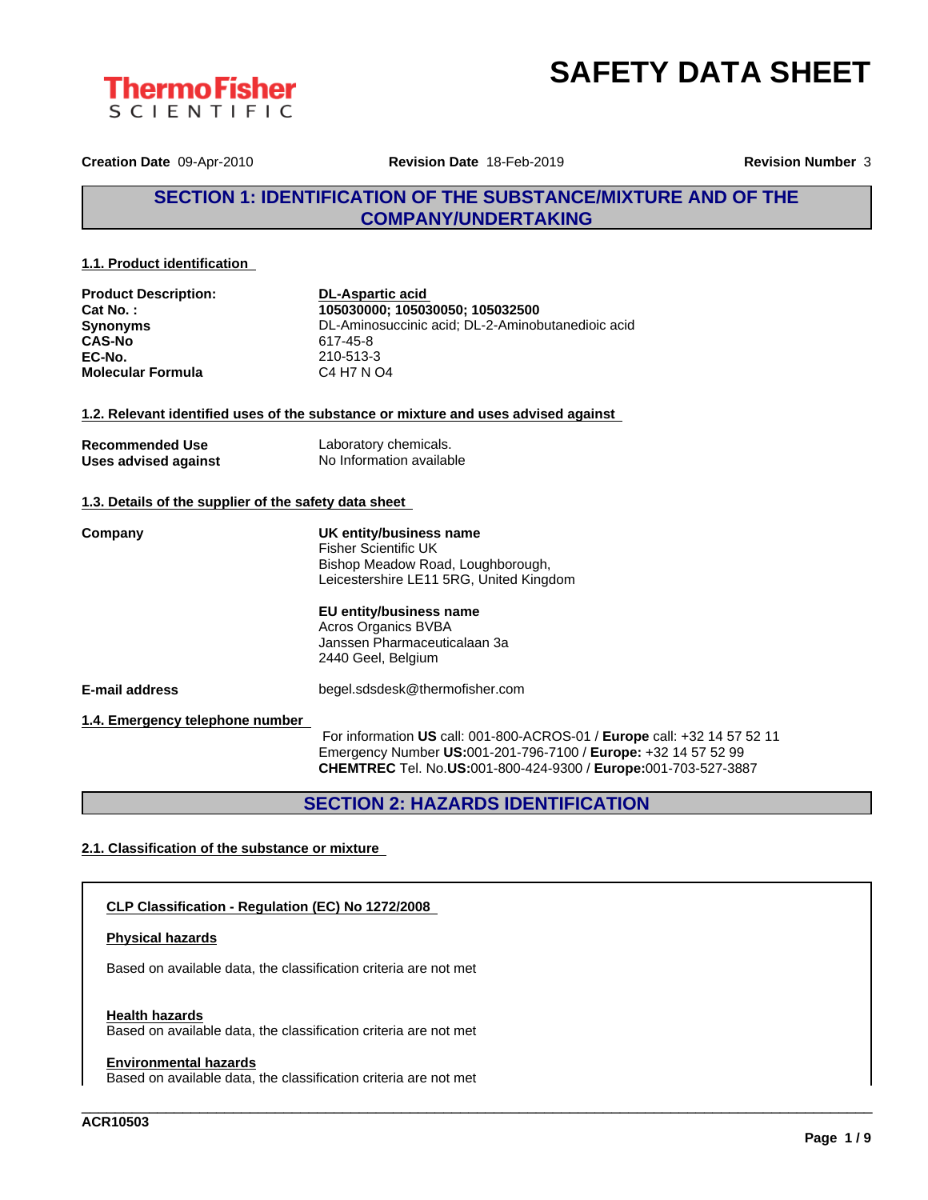# SAFETY DATA SHEET

**Creation Date** 09-Apr-2010 **Revision Date** 18-Feb-2019 **Revision Number** 3

## SECTION 1: IDENTIFICATION OF THE SUBSTANCE/MIXTURE AND OF THE COMPANY/UNDERTAKING

### 1.1. Product identification

| | |
|---|---|
| **Product Description:** | **DL-Aspartic acid** |
| **Cat No. :** | **105030000; 105030050; 105032500** |
| **Synonyms** | DL-Aminosuccinic acid; DL-2-Aminobutanedioic acid |
| **CAS-No** | 617-45-8 |
| **EC-No.** | 210-513-3 |
| **Molecular Formula** | C4 H7 N O4 |

### 1.2. Relevant identified uses of the substance or mixture and uses advised against

| | |
|---|---|
| **Recommended Use** | Laboratory chemicals. |
| **Uses advised against** | No Information available |

### 1.3. Details of the supplier of the safety data sheet

**Company**

**UK entity/business name**
Fisher Scientific UK
Bishop Meadow Road, Loughborough,
Leicestershire LE11 5RG, United Kingdom

**EU entity/business name**
Acros Organics BVBA
Janssen Pharmaceuticalaan 3a
2440 Geel, Belgium

**E-mail address** begel.sdsdesk@thermofisher.com

### 1.4. Emergency telephone number

For information **US** call: 001-800-ACROS-01 / **Europe** call: +32 14 57 52 11
Emergency Number **US:**001-201-796-7100 / **Europe:** +32 14 57 52 99
**CHEMTREC** Tel. No.**US:**001-800-424-9300 / **Europe:**001-703-527-3887

## SECTION 2: HAZARDS IDENTIFICATION

### 2.1. Classification of the substance or mixture

**CLP Classification - Regulation (EC) No 1272/2008**

**Physical hazards**

Based on available data, the classification criteria are not met

**Health hazards**

Based on available data, the classification criteria are not met

**Environmental hazards**

Based on available data, the classification criteria are not met

ACR10503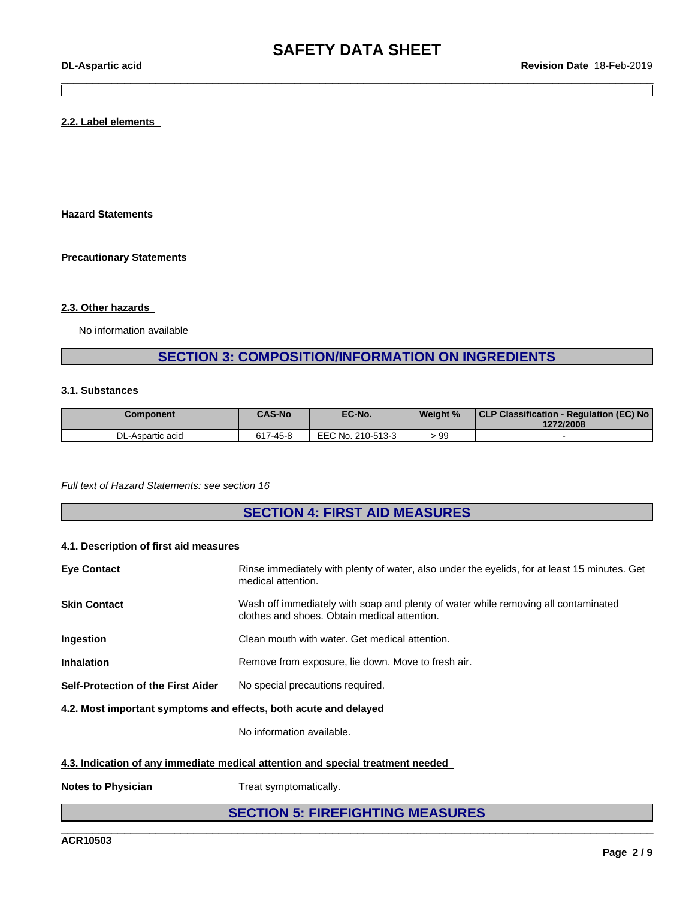### 2.2. Label elements

**Hazard Statements**

**Precautionary Statements**

### 2.3. Other hazards

No information available

## SECTION 3: COMPOSITION/INFORMATION ON INGREDIENTS

### 3.1. Substances

| Component | CAS-No | EC-No. | Weight % | CLP Classification - Regulation (EC) No 1272/2008 |
|---|---|---|---|---|
| DL-Aspartic acid | 617-45-8 | EEC No. 210-513-3 | > 99 | - |

*Full text of Hazard Statements: see section 16*

## SECTION 4: FIRST AID MEASURES

### 4.1. Description of first aid measures

**Eye Contact** Rinse immediately with plenty of water, also under the eyelids, for at least 15 minutes. Get medical attention.

**Skin Contact** Wash off immediately with soap and plenty of water while removing all contaminated clothes and shoes. Obtain medical attention.

**Ingestion** Clean mouth with water. Get medical attention.

**Inhalation** Remove from exposure, lie down. Move to fresh air.

**Self-Protection of the First Aider** No special precautions required.

### 4.2. Most important symptoms and effects, both acute and delayed

No information available.

### 4.3. Indication of any immediate medical attention and special treatment needed

**Notes to Physician** Treat symptomatically.

## SECTION 5: FIREFIGHTING MEASURES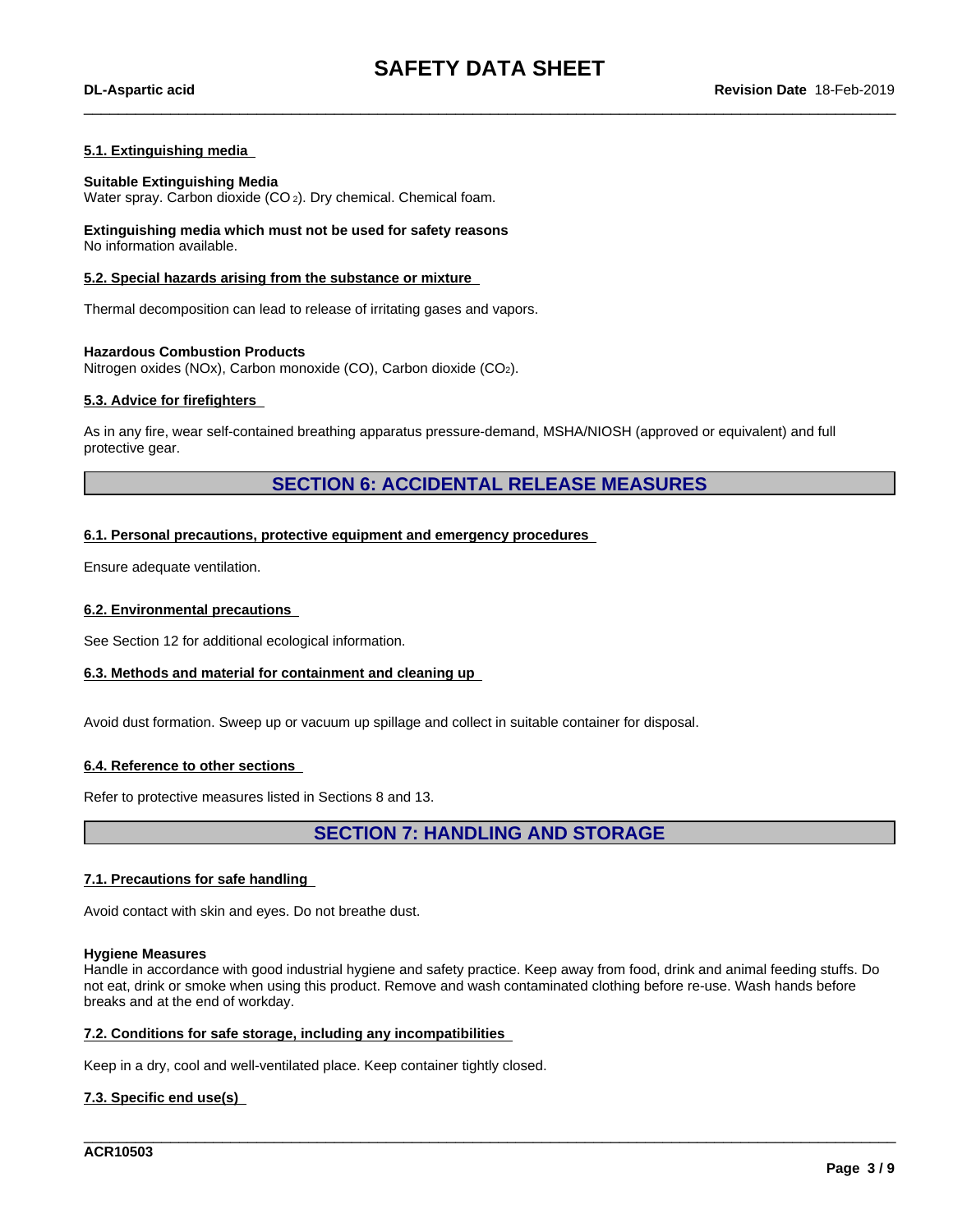#### 5.1. Extinguishing media

**Suitable Extinguishing Media**
Water spray. Carbon dioxide ($CO_2$). Dry chemical. Chemical foam.

**Extinguishing media which must not be used for safety reasons**
No information available.

#### 5.2. Special hazards arising from the substance or mixture

Thermal decomposition can lead to release of irritating gases and vapors.

**Hazardous Combustion Products**
Nitrogen oxides (NOx), Carbon monoxide (CO), Carbon dioxide ($CO_2$).

#### 5.3. Advice for firefighters

As in any fire, wear self-contained breathing apparatus pressure-demand, MSHA/NIOSH (approved or equivalent) and full protective gear.

## SECTION 6: ACCIDENTAL RELEASE MEASURES

#### 6.1. Personal precautions, protective equipment and emergency procedures

Ensure adequate ventilation.

#### 6.2. Environmental precautions

See Section 12 for additional ecological information.

#### 6.3. Methods and material for containment and cleaning up

Avoid dust formation. Sweep up or vacuum up spillage and collect in suitable container for disposal.

#### 6.4. Reference to other sections

Refer to protective measures listed in Sections 8 and 13.

## SECTION 7: HANDLING AND STORAGE

#### 7.1. Precautions for safe handling

Avoid contact with skin and eyes. Do not breathe dust.

**Hygiene Measures**
Handle in accordance with good industrial hygiene and safety practice. Keep away from food, drink and animal feeding stuffs. Do not eat, drink or smoke when using this product. Remove and wash contaminated clothing before re-use. Wash hands before breaks and at the end of workday.

#### 7.2. Conditions for safe storage, including any incompatibilities

Keep in a dry, cool and well-ventilated place. Keep container tightly closed.

#### 7.3. Specific end use(s)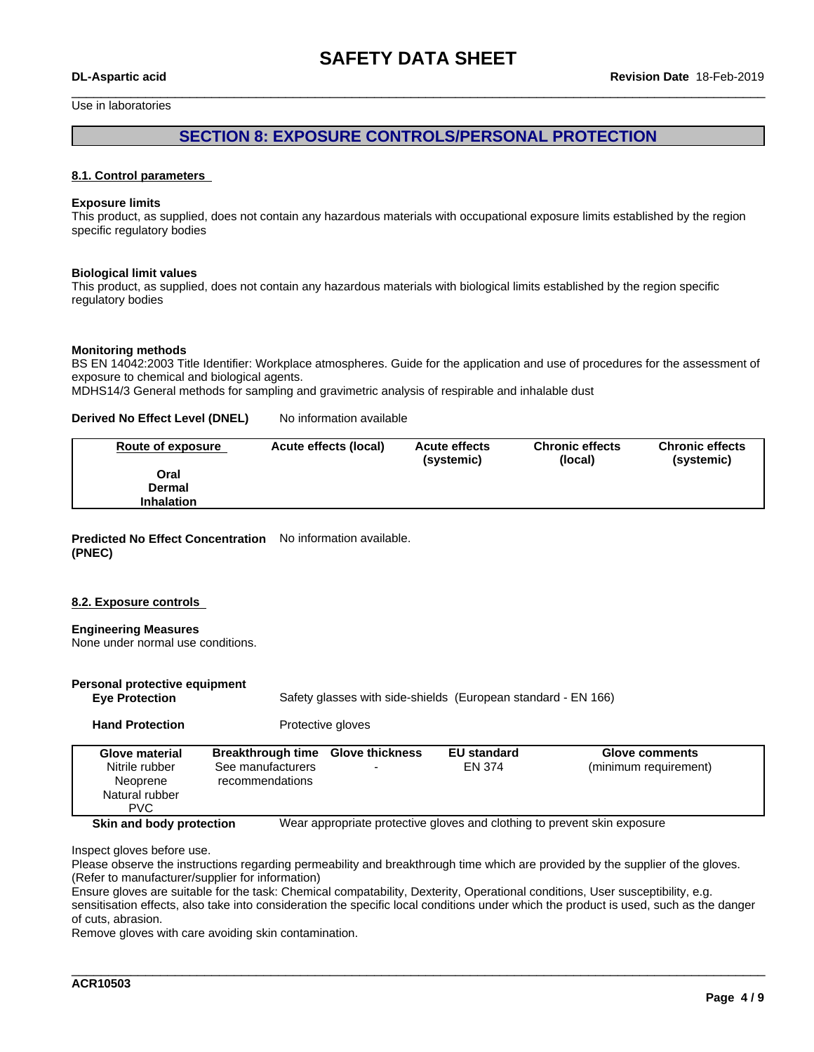Use in laboratories

## SECTION 8: EXPOSURE CONTROLS/PERSONAL PROTECTION

### 8.1. Control parameters

**Exposure limits**
This product, as supplied, does not contain any hazardous materials with occupational exposure limits established by the region specific regulatory bodies

**Biological limit values**
This product, as supplied, does not contain any hazardous materials with biological limits established by the region specific regulatory bodies

**Monitoring methods**
BS EN 14042:2003 Title Identifier: Workplace atmospheres. Guide for the application and use of procedures for the assessment of exposure to chemical and biological agents.
MDHS14/3 General methods for sampling and gravimetric analysis of respirable and inhalable dust

**Derived No Effect Level (DNEL)** No information available

| Route of exposure | Acute effects (local) | Acute effects (systemic) | Chronic effects (local) | Chronic effects (systemic) |
|---|---|---|---|---|
| **Oral** | | | | |
| **Dermal** | | | | |
| **Inhalation** | | | | |

**Predicted No Effect Concentration (PNEC)** No information available.

### 8.2. Exposure controls

**Engineering Measures**
None under normal use conditions.

**Personal protective equipment**

**Eye Protection** Safety glasses with side-shields (European standard - EN 166)

**Hand Protection** Protective gloves

| Glove material | Breakthrough time | Glove thickness | EU standard | Glove comments |
|---|---|---|---|---|
| Nitrile rubber<br>Neoprene<br>Natural rubber<br>PVC | See manufacturers recommendations | - | EN 374 | (minimum requirement) |

**Skin and body protection** Wear appropriate protective gloves and clothing to prevent skin exposure

Inspect gloves before use.
Please observe the instructions regarding permeability and breakthrough time which are provided by the supplier of the gloves. (Refer to manufacturer/supplier for information)
Ensure gloves are suitable for the task: Chemical compatability, Dexterity, Operational conditions, User susceptibility, e.g. sensitisation effects, also take into consideration the specific local conditions under which the product is used, such as the danger of cuts, abrasion.
Remove gloves with care avoiding skin contamination.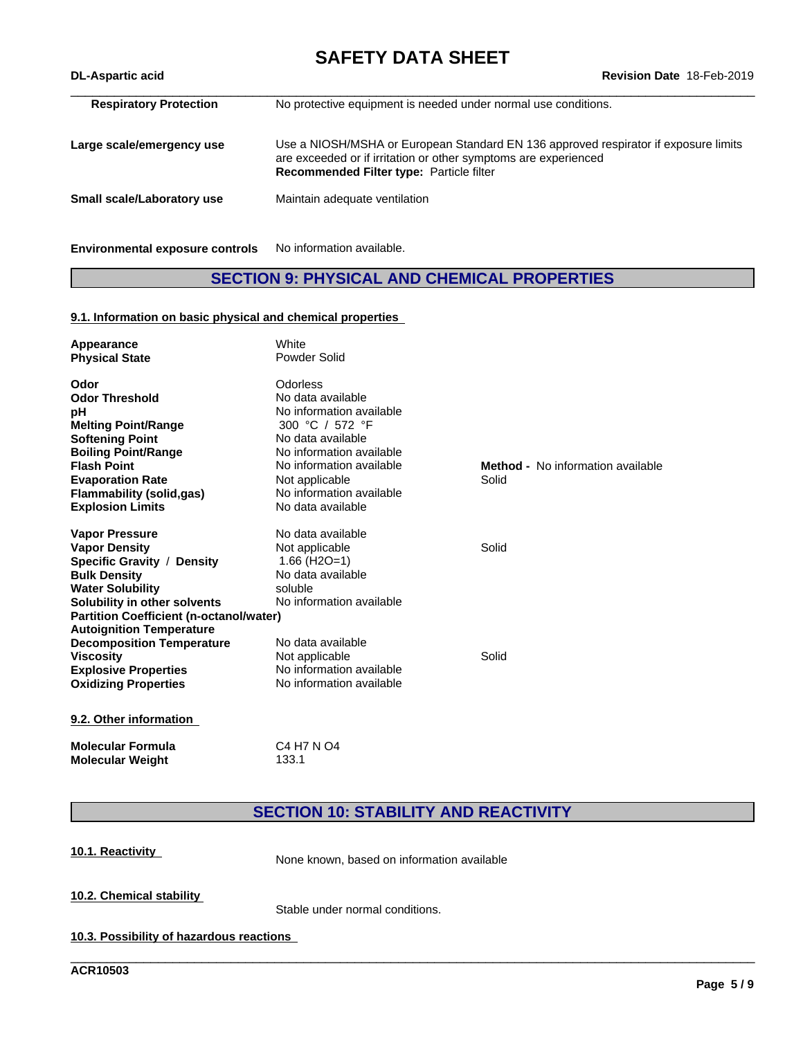| | |
|---|---|
| **Respiratory Protection** | No protective equipment is needed under normal use conditions. |
| **Large scale/emergency use** | Use a NIOSH/MSHA or European Standard EN 136 approved respirator if exposure limits are exceeded or if irritation or other symptoms are experienced<br>**Recommended Filter type:** Particle filter |
| **Small scale/Laboratory use** | Maintain adequate ventilation |

**Environmental exposure controls** No information available.

## SECTION 9: PHYSICAL AND CHEMICAL PROPERTIES

### 9.1. Information on basic physical and chemical properties

| Property | Value | Remarks |
|---|---|---|
| **Appearance** | White | |
| **Physical State** | Powder Solid | |
| **Odor** | Odorless | |
| **Odor Threshold** | No data available | |
| **pH** | No information available | |
| **Melting Point/Range** | 300 °C / 572 °F | |
| **Softening Point** | No data available | |
| **Boiling Point/Range** | No information available | |
| **Flash Point** | No information available | **Method -** No information available |
| **Evaporation Rate** | Not applicable | Solid |
| **Flammability (solid,gas)** | No information available | |
| **Explosion Limits** | No data available | |
| **Vapor Pressure** | No data available | |
| **Vapor Density** | Not applicable | Solid |
| **Specific Gravity / Density** | 1.66 ($H_2O$=1) | |
| **Bulk Density** | No data available | |
| **Water Solubility** | soluble | |
| **Solubility in other solvents** | No information available | |
| **Partition Coefficient (n-octanol/water)** | | |
| **Autoignition Temperature** | | |
| **Decomposition Temperature** | No data available | |
| **Viscosity** | Not applicable | Solid |
| **Explosive Properties** | No information available | |
| **Oxidizing Properties** | No information available | |

### 9.2. Other information

| | |
|---|---|
| **Molecular Formula** | $C_4H_7NO_4$ |
| **Molecular Weight** | 133.1 |

## SECTION 10: STABILITY AND REACTIVITY

### 10.1. Reactivity

None known, based on information available

### 10.2. Chemical stability

Stable under normal conditions.

### 10.3. Possibility of hazardous reactions

ACR10503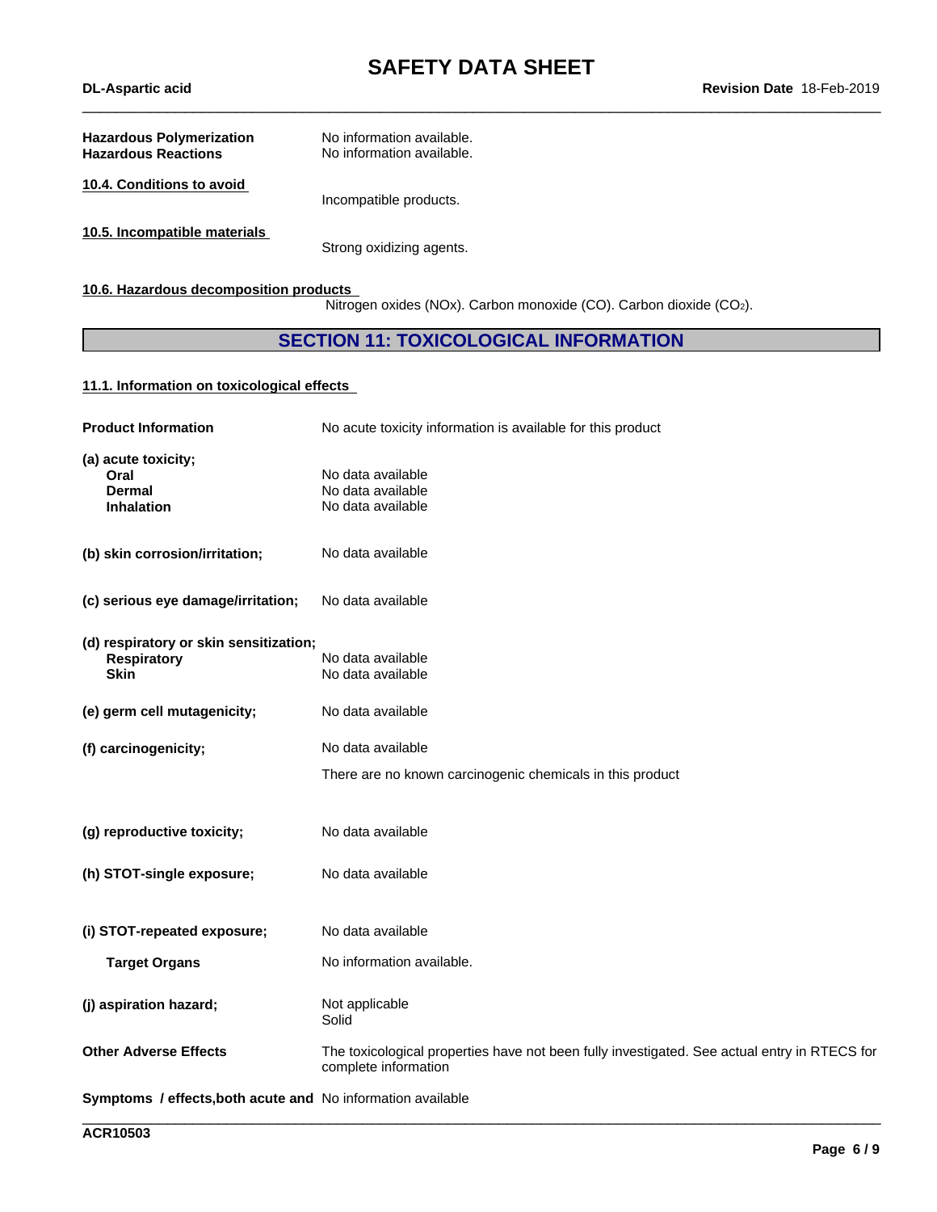**Hazardous Polymerization** No information available.
**Hazardous Reactions** No information available.

**10.4. Conditions to avoid**

Incompatible products.

**10.5. Incompatible materials**

Strong oxidizing agents.

**10.6. Hazardous decomposition products**

Nitrogen oxides (NOx). Carbon monoxide (CO). Carbon dioxide ($CO_2$).

## SECTION 11: TOXICOLOGICAL INFORMATION

**11.1. Information on toxicological effects**

**Product Information** No acute toxicity information is available for this product

**(a) acute toxicity;**

| | |
|---|---|
| **Oral** | No data available |
| **Dermal** | No data available |
| **Inhalation** | No data available |

**(b) skin corrosion/irritation;** No data available

**(c) serious eye damage/irritation;** No data available

**(d) respiratory or skin sensitization;**

| | |
|---|---|
| **Respiratory** | No data available |
| **Skin** | No data available |

**(e) germ cell mutagenicity;** No data available

**(f) carcinogenicity;** No data available

There are no known carcinogenic chemicals in this product

**(g) reproductive toxicity;** No data available

**(h) STOT-single exposure;** No data available

**(i) STOT-repeated exposure;** No data available

**Target Organs** No information available.

**(j) aspiration hazard;** Not applicable
Solid

**Other Adverse Effects** The toxicological properties have not been fully investigated. See actual entry in RTECS for complete information

**Symptoms / effects,both acute and** No information available

ACR10503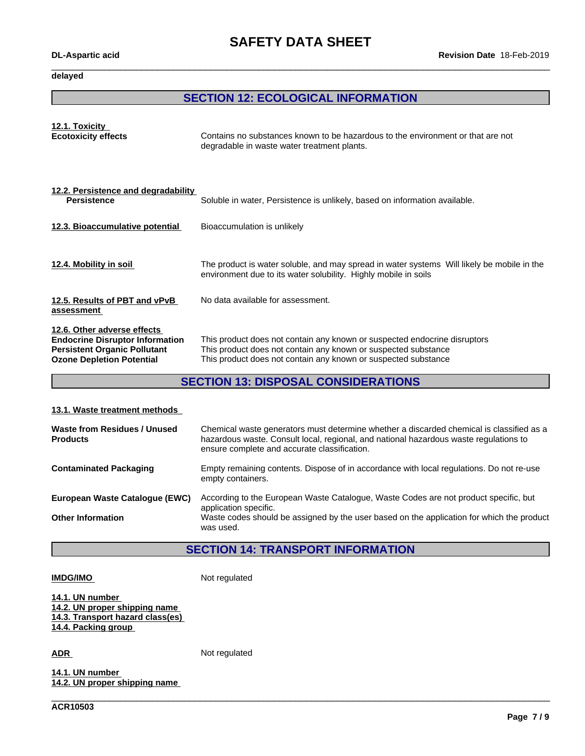delayed

## SECTION 12: ECOLOGICAL INFORMATION

**12.1. Toxicity**

**Ecotoxicity effects** Contains no substances known to be hazardous to the environment or that are not degradable in waste water treatment plants.

**12.2. Persistence and degradability**

**Persistence** Soluble in water, Persistence is unlikely, based on information available.

**12.3. Bioaccumulative potential** Bioaccumulation is unlikely

**12.4. Mobility in soil** The product is water soluble, and may spread in water systems Will likely be mobile in the environment due to its water solubility. Highly mobile in soils

**12.5. Results of PBT and vPvB assessment** No data available for assessment.

**12.6. Other adverse effects**

**Endocrine Disruptor Information** This product does not contain any known or suspected endocrine disruptors

**Persistent Organic Pollutant** This product does not contain any known or suspected substance

**Ozone Depletion Potential** This product does not contain any known or suspected substance

## SECTION 13: DISPOSAL CONSIDERATIONS

**13.1. Waste treatment methods**

**Waste from Residues / Unused Products** Chemical waste generators must determine whether a discarded chemical is classified as a hazardous waste. Consult local, regional, and national hazardous waste regulations to ensure complete and accurate classification.

**Contaminated Packaging** Empty remaining contents. Dispose of in accordance with local regulations. Do not re-use empty containers.

**European Waste Catalogue (EWC)** According to the European Waste Catalogue, Waste Codes are not product specific, but application specific.

**Other Information** Waste codes should be assigned by the user based on the application for which the product was used.

## SECTION 14: TRANSPORT INFORMATION

**IMDG/IMO** Not regulated

**14.1. UN number**
**14.2. UN proper shipping name**
**14.3. Transport hazard class(es)**
**14.4. Packing group**

**ADR** Not regulated

**14.1. UN number**
**14.2. UN proper shipping name**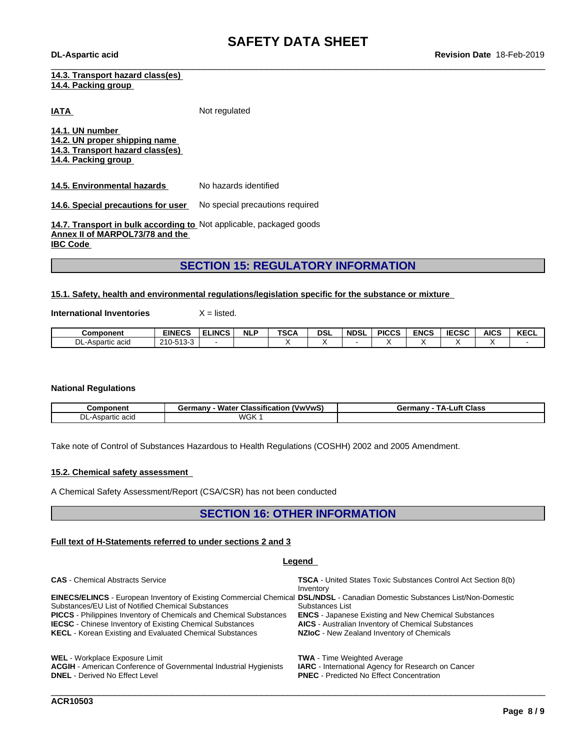**14.3. Transport hazard class(es)**
**14.4. Packing group**

**IATA** Not regulated

**14.1. UN number**
**14.2. UN proper shipping name**
**14.3. Transport hazard class(es)**
**14.4. Packing group**

**14.5. Environmental hazards** No hazards identified

**14.6. Special precautions for user** No special precautions required

**14.7. Transport in bulk according to Annex II of MARPOL73/78 and the IBC Code** Not applicable, packaged goods

## SECTION 15: REGULATORY INFORMATION

**15.1. Safety, health and environmental regulations/legislation specific for the substance or mixture**

**International Inventories** X = listed.

| Component | EINECS | ELINCS | NLP | TSCA | DSL | NDSL | PICCS | ENCS | IECSC | AICS | KECL |
|---|---|---|---|---|---|---|---|---|---|---|---|
| DL-Aspartic acid | 210-513-3 | - | | X | X | - | X | X | X | X | - |

**National Regulations**

| Component | Germany - Water Classification (VwVwS) | Germany - TA-Luft Class |
|---|---|---|
| DL-Aspartic acid | WGK 1 | |

Take note of Control of Substances Hazardous to Health Regulations (COSHH) 2002 and 2005 Amendment.

**15.2. Chemical safety assessment**

A Chemical Safety Assessment/Report (CSA/CSR) has not been conducted

## SECTION 16: OTHER INFORMATION

**Full text of H-Statements referred to under sections 2 and 3**

**Legend**

**CAS** - Chemical Abstracts Service

**EINECS/ELINCS** - European Inventory of Existing Commercial Chemical Substances/EU List of Notified Chemical Substances

**PICCS** - Philippines Inventory of Chemicals and Chemical Substances

**IECSC** - Chinese Inventory of Existing Chemical Substances

**KECL** - Korean Existing and Evaluated Chemical Substances

**TSCA** - United States Toxic Substances Control Act Section 8(b) Inventory

**DSL/NDSL** - Canadian Domestic Substances List/Non-Domestic Substances List

**ENCS** - Japanese Existing and New Chemical Substances

**AICS** - Australian Inventory of Chemical Substances

**NZIoC** - New Zealand Inventory of Chemicals

**WEL** - Workplace Exposure Limit

**ACGIH** - American Conference of Governmental Industrial Hygienists

**DNEL** - Derived No Effect Level

**TWA** - Time Weighted Average

**IARC** - International Agency for Research on Cancer

**PNEC** - Predicted No Effect Concentration

**ACR10503**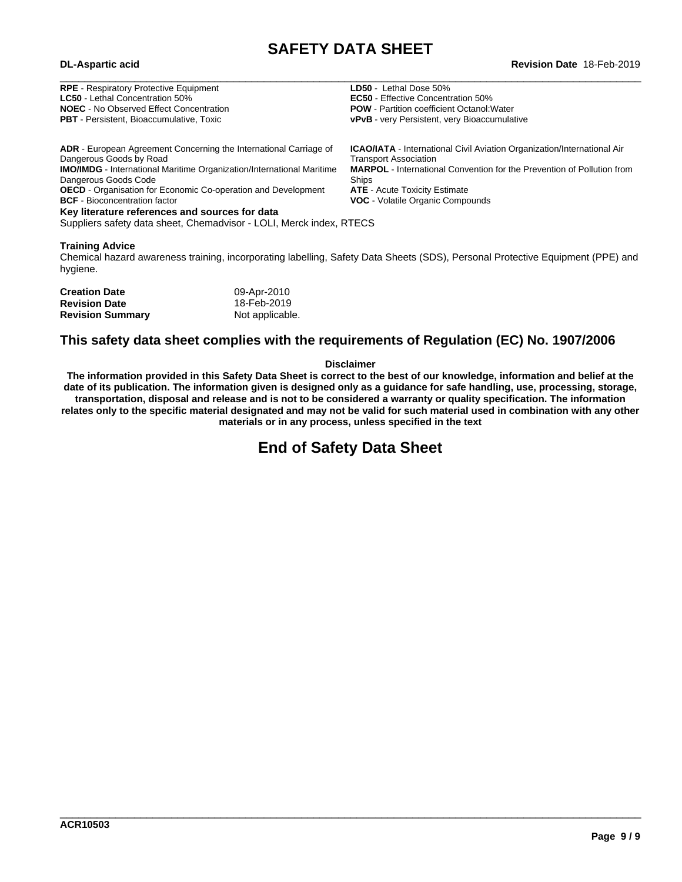**RPE** - Respiratory Protective Equipment
**LC50** - Lethal Concentration 50%
**NOEC** - No Observed Effect Concentration
**PBT** - Persistent, Bioaccumulative, Toxic

**LD50** - Lethal Dose 50%
**EC50** - Effective Concentration 50%
**POW** - Partition coefficient Octanol:Water
**vPvB** - very Persistent, very Bioaccumulative

**ADR** - European Agreement Concerning the International Carriage of Dangerous Goods by Road
**IMO/IMDG** - International Maritime Organization/International Maritime Dangerous Goods Code
**OECD** - Organisation for Economic Co-operation and Development
**BCF** - Bioconcentration factor

**ICAO/IATA** - International Civil Aviation Organization/International Air Transport Association
**MARPOL** - International Convention for the Prevention of Pollution from Ships
**ATE** - Acute Toxicity Estimate
**VOC** - Volatile Organic Compounds

**Key literature references and sources for data**

Suppliers safety data sheet, Chemadvisor - LOLI, Merck index, RTECS

**Training Advice**

Chemical hazard awareness training, incorporating labelling, Safety Data Sheets (SDS), Personal Protective Equipment (PPE) and hygiene.

| | |
|---|---|
| **Creation Date** | 09-Apr-2010 |
| **Revision Date** | 18-Feb-2019 |
| **Revision Summary** | Not applicable. |

## This safety data sheet complies with the requirements of Regulation (EC) No. 1907/2006

**Disclaimer**

**The information provided in this Safety Data Sheet is correct to the best of our knowledge, information and belief at the date of its publication. The information given is designed only as a guidance for safe handling, use, processing, storage, transportation, disposal and release and is not to be considered a warranty or quality specification. The information relates only to the specific material designated and may not be valid for such material used in combination with any other materials or in any process, unless specified in the text**

# End of Safety Data Sheet